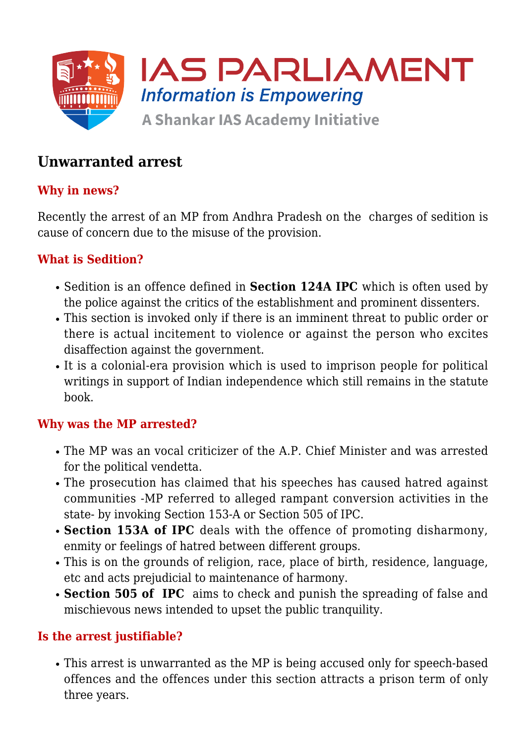# Unwarranted arrest

## Why in news?

Recently the arrest of an MP from Andhra Pradesh on the charges of sedition is cause of concern due to the misuse of the provision.

## What is Sedition?

- Sedition is an offence defined in **Section 124A IPC** which is often used by the police against the critics of the establishment and prominent dissenters.
- This section is invoked only if there is an imminent threat to public order or there is actual incitement to violence or against the person who excites disaffection against the government.
- It is a colonial-era provision which is used to imprison people for political writings in support of Indian independence which still remains in the statute book.

## Why was the MP arrested?

- The MP was an vocal criticizer of the A.P. Chief Minister and was arrested for the political vendetta.
- The prosecution has claimed that his speeches has caused hatred against communities -MP referred to alleged rampant conversion activities in the state- by invoking Section 153-A or Section 505 of IPC.
- **Section 153A of IPC** deals with the offence of promoting disharmony, enmity or feelings of hatred between different groups.
- This is on the grounds of religion, race, place of birth, residence, language, etc and acts prejudicial to maintenance of harmony.
- **Section 505 of IPC** aims to check and punish the spreading of false and mischievous news intended to upset the public tranquility.

## Is the arrest justifiable?

- This arrest is unwarranted as the MP is being accused only for speech-based offences and the offences under this section attracts a prison term of only three years.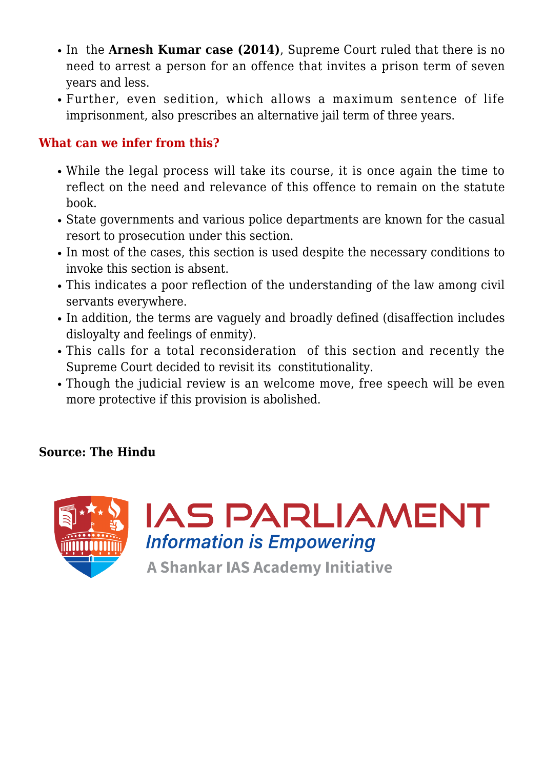- In the **Arnesh Kumar case (2014)**, Supreme Court ruled that there is no need to arrest a person for an offence that invites a prison term of seven years and less.
- Further, even sedition, which allows a maximum sentence of life imprisonment, also prescribes an alternative jail term of three years.

### What can we infer from this?

- While the legal process will take its course, it is once again the time to reflect on the need and relevance of this offence to remain on the statute book.
- State governments and various police departments are known for the casual resort to prosecution under this section.
- In most of the cases, this section is used despite the necessary conditions to invoke this section is absent.
- This indicates a poor reflection of the understanding of the law among civil servants everywhere.
- In addition, the terms are vaguely and broadly defined (disaffection includes disloyalty and feelings of enmity).
- This calls for a total reconsideration of this section and recently the Supreme Court decided to revisit its constitutionality.
- Though the judicial review is an welcome move, free speech will be even more protective if this provision is abolished.

**Source: The Hindu**

IAS PARLIAMENT
*Information is Empowering*
A Shankar IAS Academy Initiative